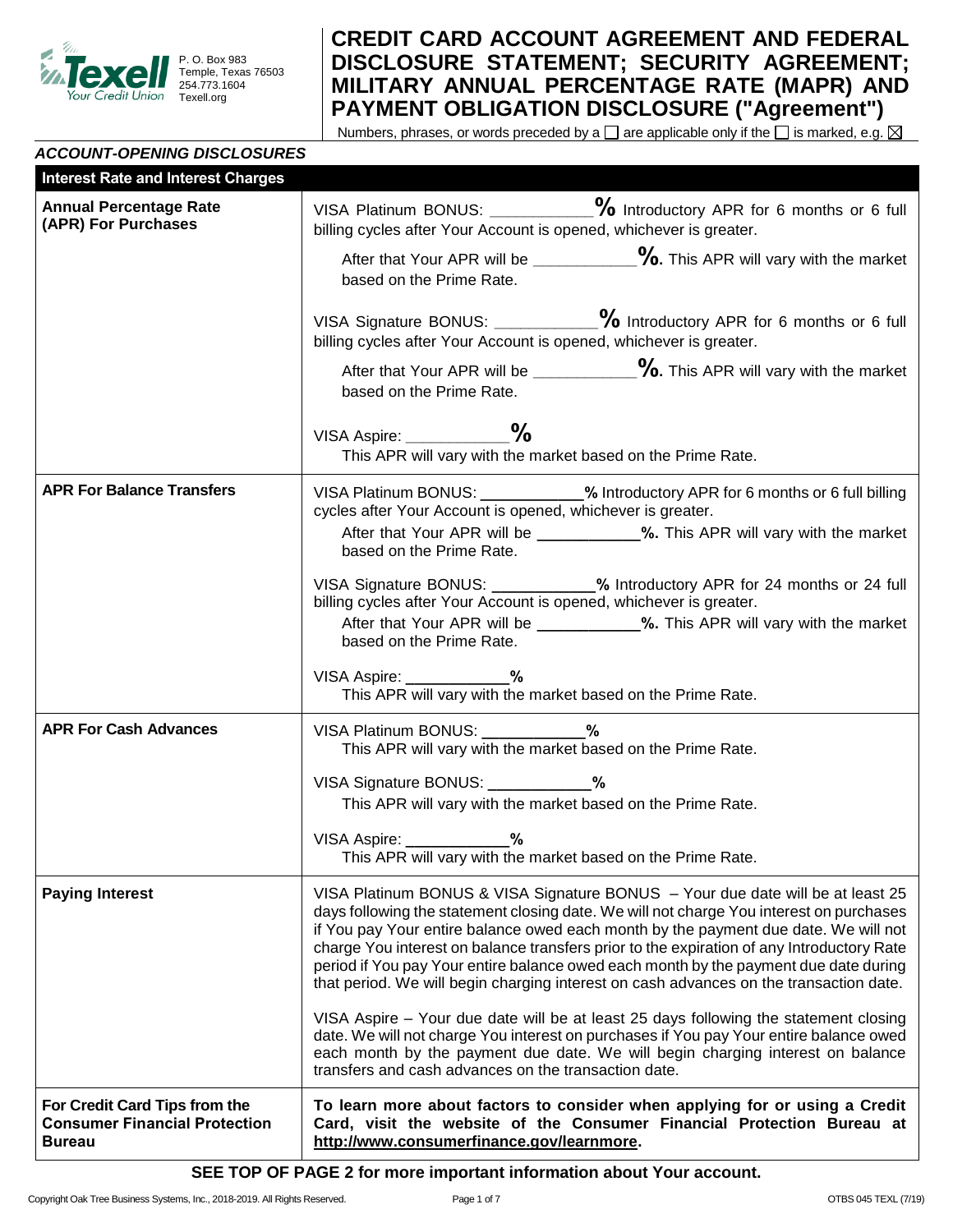Texell Your Credit Union
P. O. Box 983
Temple, Texas 76503
254.773.1604
Texell.org

# CREDIT CARD ACCOUNT AGREEMENT AND FEDERAL DISCLOSURE STATEMENT; SECURITY AGREEMENT; MILITARY ANNUAL PERCENTAGE RATE (MAPR) AND PAYMENT OBLIGATION DISCLOSURE ("Agreement")

Numbers, phrases, or words preceded by a ☐ are applicable only if the ☐ is marked, e.g. ☒

***ACCOUNT-OPENING DISCLOSURES***

| **Interest Rate and Interest Charges** | |
|---|---|
| **Annual Percentage Rate (APR) For Purchases** | VISA Platinum BONUS: ____________**%** Introductory APR for 6 months or 6 full billing cycles after Your Account is opened, whichever is greater.<br>After that Your APR will be ____________**%.** This APR will vary with the market based on the Prime Rate.<br><br>VISA Signature BONUS: ____________**%** Introductory APR for 6 months or 6 full billing cycles after Your Account is opened, whichever is greater.<br>After that Your APR will be ____________**%.** This APR will vary with the market based on the Prime Rate.<br><br>VISA Aspire: ____________**%**<br>This APR will vary with the market based on the Prime Rate. |
| **APR For Balance Transfers** | VISA Platinum BONUS: ____________**%** Introductory APR for 6 months or 6 full billing cycles after Your Account is opened, whichever is greater.<br>After that Your APR will be ____________**%.** This APR will vary with the market based on the Prime Rate.<br><br>VISA Signature BONUS: ____________**%** Introductory APR for 24 months or 24 full billing cycles after Your Account is opened, whichever is greater.<br>After that Your APR will be ____________**%.** This APR will vary with the market based on the Prime Rate.<br><br>VISA Aspire: ____________**%**<br>This APR will vary with the market based on the Prime Rate. |
| **APR For Cash Advances** | VISA Platinum BONUS: ____________**%**<br>This APR will vary with the market based on the Prime Rate.<br><br>VISA Signature BONUS: ____________**%**<br>This APR will vary with the market based on the Prime Rate.<br><br>VISA Aspire: ____________**%**<br>This APR will vary with the market based on the Prime Rate. |
| **Paying Interest** | VISA Platinum BONUS & VISA Signature BONUS – Your due date will be at least 25 days following the statement closing date. We will not charge You interest on purchases if You pay Your entire balance owed each month by the payment due date. We will not charge You interest on balance transfers prior to the expiration of any Introductory Rate period if You pay Your entire balance owed each month by the payment due date during that period. We will begin charging interest on cash advances on the transaction date.<br><br>VISA Aspire – Your due date will be at least 25 days following the statement closing date. We will not charge You interest on purchases if You pay Your entire balance owed each month by the payment due date. We will begin charging interest on balance transfers and cash advances on the transaction date. |
| **For Credit Card Tips from the Consumer Financial Protection Bureau** | **To learn more about factors to consider when applying for or using a Credit Card, visit the website of the Consumer Financial Protection Bureau at http://www.consumerfinance.gov/learnmore.** |

**SEE TOP OF PAGE 2 for more important information about Your account.**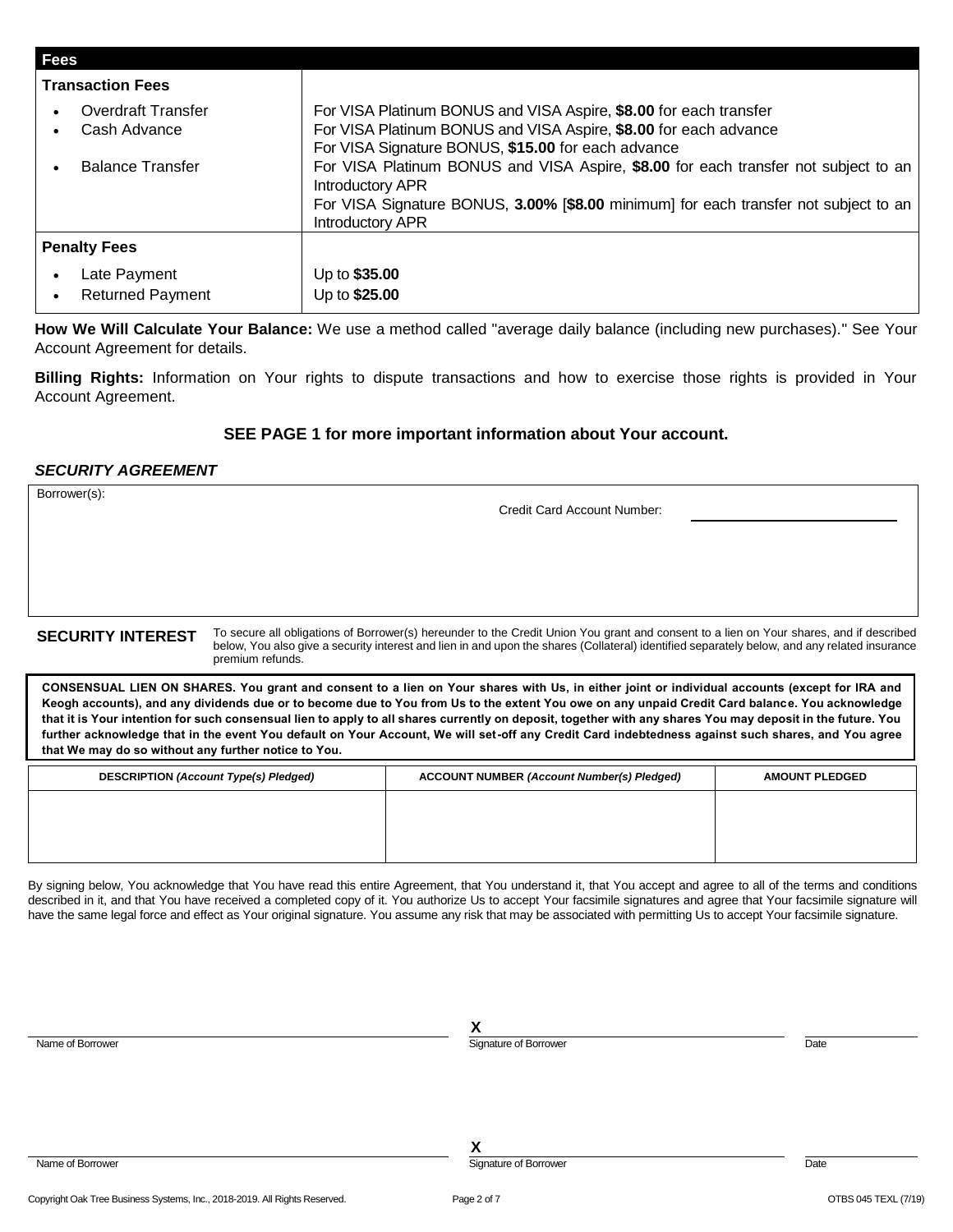| Fees | |
|---|---|
| **Transaction Fees** | |
| • Overdraft Transfer | For VISA Platinum BONUS and VISA Aspire, **$8.00** for each transfer |
| • Cash Advance | For VISA Platinum BONUS and VISA Aspire, **$8.00** for each advance<br>For VISA Signature BONUS, **$15.00** for each advance |
| • Balance Transfer | For VISA Platinum BONUS and VISA Aspire, **$8.00** for each transfer not subject to an Introductory APR<br>For VISA Signature BONUS, **3.00%** [**$8.00** minimum] for each transfer not subject to an Introductory APR |
| **Penalty Fees** | |
| • Late Payment | Up to **$35.00** |
| • Returned Payment | Up to **$25.00** |

**How We Will Calculate Your Balance:** We use a method called "average daily balance (including new purchases)." See Your Account Agreement for details.

**Billing Rights:** Information on Your rights to dispute transactions and how to exercise those rights is provided in Your Account Agreement.

**SEE PAGE 1 for more important information about Your account.**

## *SECURITY AGREEMENT*

Borrower(s):

Credit Card Account Number: ______________________

**SECURITY INTEREST** To secure all obligations of Borrower(s) hereunder to the Credit Union You grant and consent to a lien on Your shares, and if described below, You also give a security interest and lien in and upon the shares (Collateral) identified separately below, and any related insurance premium refunds.

**CONSENSUAL LIEN ON SHARES. You grant and consent to a lien on Your shares with Us, in either joint or individual accounts (except for IRA and Keogh accounts), and any dividends due or to become due to You from Us to the extent You owe on any unpaid Credit Card balance. You acknowledge that it is Your intention for such consensual lien to apply to all shares currently on deposit, together with any shares You may deposit in the future. You further acknowledge that in the event You default on Your Account, We will set-off any Credit Card indebtedness against such shares, and You agree that We may do so without any further notice to You.**

| DESCRIPTION *(Account Type(s) Pledged)* | ACCOUNT NUMBER *(Account Number(s) Pledged)* | AMOUNT PLEDGED |
|---|---|---|
| | | |

By signing below, You acknowledge that You have read this entire Agreement, that You understand it, that You accept and agree to all of the terms and conditions described in it, and that You have received a completed copy of it. You authorize Us to accept Your facsimile signatures and agree that Your facsimile signature will have the same legal force and effect as Your original signature. You assume any risk that may be associated with permitting Us to accept Your facsimile signature.

| Name of Borrower | X Signature of Borrower | Date |
|---|---|---|
| | | |

| Name of Borrower | X Signature of Borrower | Date |
|---|---|---|
| | | |

Copyright Oak Tree Business Systems, Inc., 2018-2019. All Rights Reserved. OTBS 045 TEXL (7/19)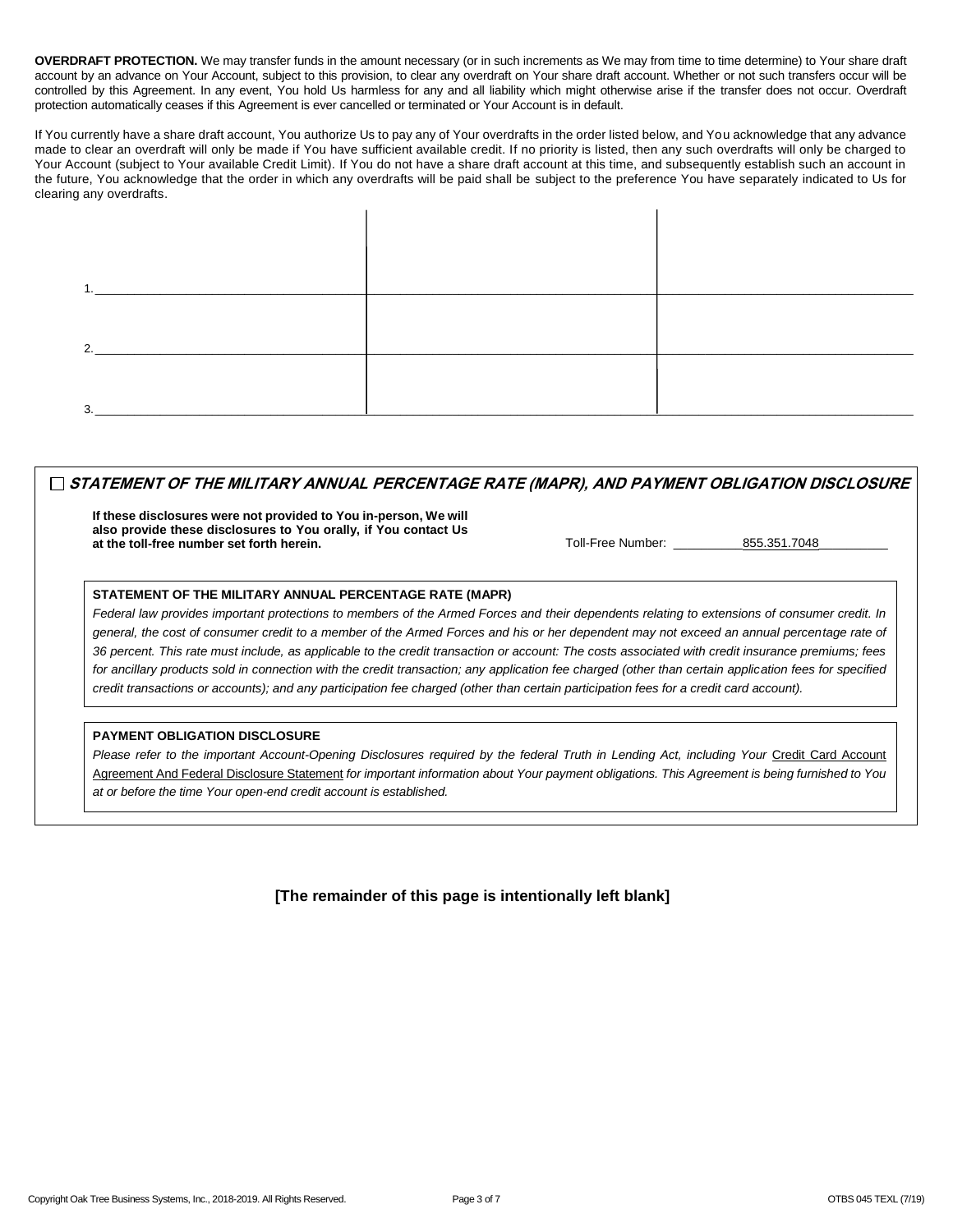**OVERDRAFT PROTECTION.** We may transfer funds in the amount necessary (or in such increments as We may from time to time determine) to Your share draft account by an advance on Your Account, subject to this provision, to clear any overdraft on Your share draft account. Whether or not such transfers occur will be controlled by this Agreement. In any event, You hold Us harmless for any and all liability which might otherwise arise if the transfer does not occur. Overdraft protection automatically ceases if this Agreement is ever cancelled or terminated or Your Account is in default.

If You currently have a share draft account, You authorize Us to pay any of Your overdrafts in the order listed below, and You acknowledge that any advance made to clear an overdraft will only be made if You have sufficient available credit. If no priority is listed, then any such overdrafts will only be charged to Your Account (subject to Your available Credit Limit). If You do not have a share draft account at this time, and subsequently establish such an account in the future, You acknowledge that the order in which any overdrafts will be paid shall be subject to the preference You have separately indicated to Us for clearing any overdrafts.

| | | |
|---|---|---|
| 1. | | |
| 2. | | |
| 3. | | |

☐ ***STATEMENT OF THE MILITARY ANNUAL PERCENTAGE RATE (MAPR), AND PAYMENT OBLIGATION DISCLOSURE***

**If these disclosures were not provided to You in-person, We will also provide these disclosures to You orally, if You contact Us at the toll-free number set forth herein.**

Toll-Free Number: 855.351.7048

**STATEMENT OF THE MILITARY ANNUAL PERCENTAGE RATE (MAPR)**

*Federal law provides important protections to members of the Armed Forces and their dependents relating to extensions of consumer credit. In general, the cost of consumer credit to a member of the Armed Forces and his or her dependent may not exceed an annual percentage rate of 36 percent. This rate must include, as applicable to the credit transaction or account: The costs associated with credit insurance premiums; fees for ancillary products sold in connection with the credit transaction; any application fee charged (other than certain application fees for specified credit transactions or accounts); and any participation fee charged (other than certain participation fees for a credit card account).*

**PAYMENT OBLIGATION DISCLOSURE**

*Please refer to the important Account-Opening Disclosures required by the federal Truth in Lending Act, including Your* Credit Card Account Agreement And Federal Disclosure Statement *for important information about Your payment obligations. This Agreement is being furnished to You at or before the time Your open-end credit account is established.*

**[The remainder of this page is intentionally left blank]**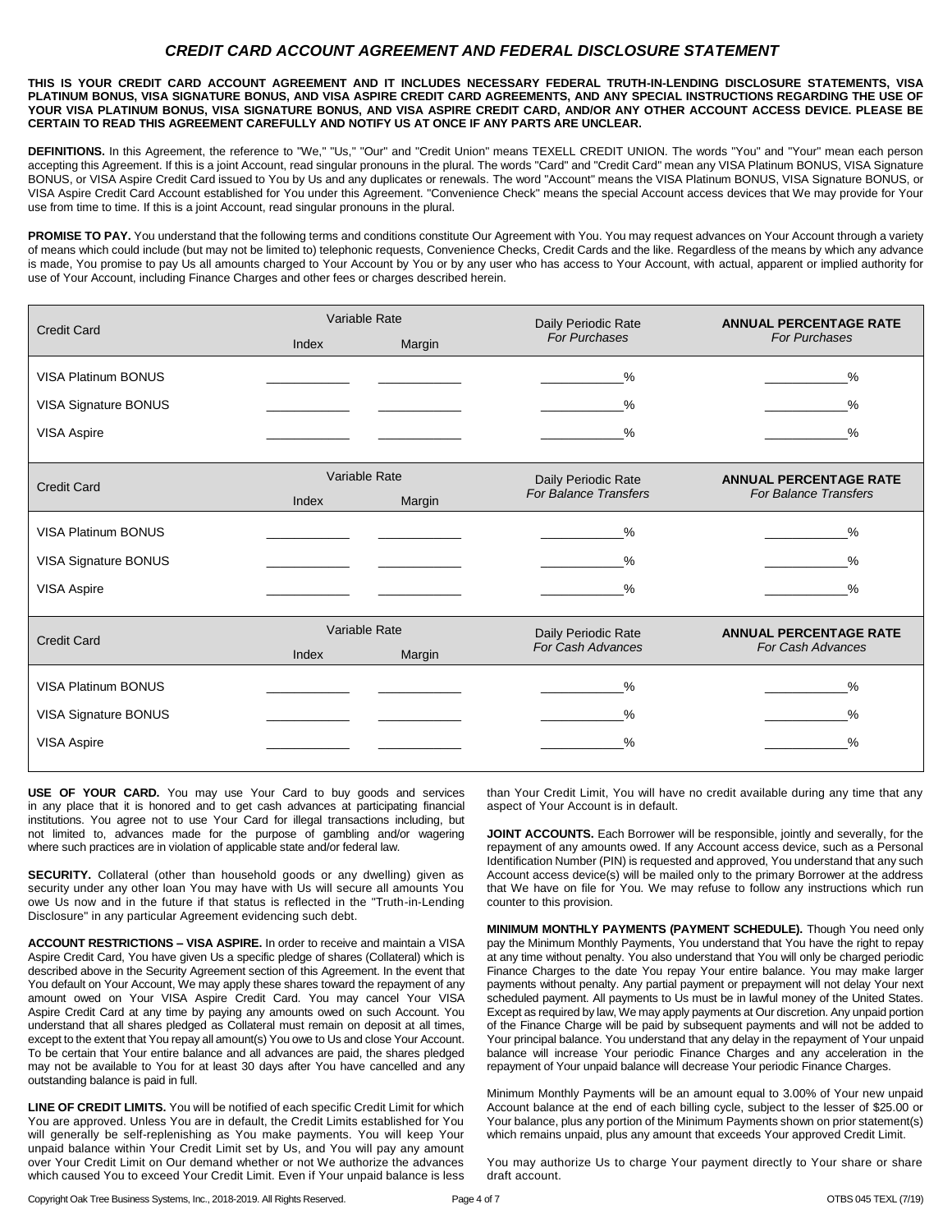# *CREDIT CARD ACCOUNT AGREEMENT AND FEDERAL DISCLOSURE STATEMENT*

**THIS IS YOUR CREDIT CARD ACCOUNT AGREEMENT AND IT INCLUDES NECESSARY FEDERAL TRUTH-IN-LENDING DISCLOSURE STATEMENTS, VISA PLATINUM BONUS, VISA SIGNATURE BONUS, AND VISA ASPIRE CREDIT CARD AGREEMENTS, AND ANY SPECIAL INSTRUCTIONS REGARDING THE USE OF YOUR VISA PLATINUM BONUS, VISA SIGNATURE BONUS, AND VISA ASPIRE CREDIT CARD, AND/OR ANY OTHER ACCOUNT ACCESS DEVICE. PLEASE BE CERTAIN TO READ THIS AGREEMENT CAREFULLY AND NOTIFY US AT ONCE IF ANY PARTS ARE UNCLEAR.**

**DEFINITIONS.** In this Agreement, the reference to "We," "Us," "Our" and "Credit Union" means TEXELL CREDIT UNION. The words "You" and "Your" mean each person accepting this Agreement. If this is a joint Account, read singular pronouns in the plural. The words "Card" and "Credit Card" mean any VISA Platinum BONUS, VISA Signature BONUS, or VISA Aspire Credit Card issued to You by Us and any duplicates or renewals. The word "Account" means the VISA Platinum BONUS, VISA Signature BONUS, or VISA Aspire Credit Card Account established for You under this Agreement. "Convenience Check" means the special Account access devices that We may provide for Your use from time to time. If this is a joint Account, read singular pronouns in the plural.

**PROMISE TO PAY.** You understand that the following terms and conditions constitute Our Agreement with You. You may request advances on Your Account through a variety of means which could include (but may not be limited to) telephonic requests, Convenience Checks, Credit Cards and the like. Regardless of the means by which any advance is made, You promise to pay Us all amounts charged to Your Account by You or by any user who has access to Your Account, with actual, apparent or implied authority for use of Your Account, including Finance Charges and other fees or charges described herein.

| Credit Card | Variable Rate | | Daily Periodic Rate *For Purchases* | **ANNUAL PERCENTAGE RATE** *For Purchases* |
|---|---|---|---|---|
| | Index | Margin | | |
| VISA Platinum BONUS | ____ | ____ | ____% | ____% |
| VISA Signature BONUS | ____ | ____ | ____% | ____% |
| VISA Aspire | ____ | ____ | ____% | ____% |

| Credit Card | Variable Rate | | Daily Periodic Rate *For Balance Transfers* | **ANNUAL PERCENTAGE RATE** *For Balance Transfers* |
|---|---|---|---|---|
| | Index | Margin | | |
| VISA Platinum BONUS | ____ | ____ | ____% | ____% |
| VISA Signature BONUS | ____ | ____ | ____% | ____% |
| VISA Aspire | ____ | ____ | ____% | ____% |

| Credit Card | Variable Rate | | Daily Periodic Rate *For Cash Advances* | **ANNUAL PERCENTAGE RATE** *For Cash Advances* |
|---|---|---|---|---|
| | Index | Margin | | |
| VISA Platinum BONUS | ____ | ____ | ____% | ____% |
| VISA Signature BONUS | ____ | ____ | ____% | ____% |
| VISA Aspire | ____ | ____ | ____% | ____% |

**USE OF YOUR CARD.** You may use Your Card to buy goods and services in any place that it is honored and to get cash advances at participating financial institutions. You agree not to use Your Card for illegal transactions including, but not limited to, advances made for the purpose of gambling and/or wagering where such practices are in violation of applicable state and/or federal law.

**SECURITY.** Collateral (other than household goods or any dwelling) given as security under any other loan You may have with Us will secure all amounts You owe Us now and in the future if that status is reflected in the "Truth-in-Lending Disclosure" in any particular Agreement evidencing such debt.

**ACCOUNT RESTRICTIONS – VISA ASPIRE.** In order to receive and maintain a VISA Aspire Credit Card, You have given Us a specific pledge of shares (Collateral) which is described above in the Security Agreement section of this Agreement. In the event that You default on Your Account, We may apply these shares toward the repayment of any amount owed on Your VISA Aspire Credit Card. You may cancel Your VISA Aspire Credit Card at any time by paying any amounts owed on such Account. You understand that all shares pledged as Collateral must remain on deposit at all times, except to the extent that You repay all amount(s) You owe to Us and close Your Account. To be certain that Your entire balance and all advances are paid, the shares pledged may not be available to You for at least 30 days after You have cancelled and any outstanding balance is paid in full.

**LINE OF CREDIT LIMITS.** You will be notified of each specific Credit Limit for which You are approved. Unless You are in default, the Credit Limits established for You will generally be self-replenishing as You make payments. You will keep Your unpaid balance within Your Credit Limit set by Us, and You will pay any amount over Your Credit Limit on Our demand whether or not We authorize the advances which caused You to exceed Your Credit Limit. Even if Your unpaid balance is less than Your Credit Limit, You will have no credit available during any time that any aspect of Your Account is in default.

**JOINT ACCOUNTS.** Each Borrower will be responsible, jointly and severally, for the repayment of any amounts owed. If any Account access device, such as a Personal Identification Number (PIN) is requested and approved, You understand that any such Account access device(s) will be mailed only to the primary Borrower at the address that We have on file for You. We may refuse to follow any instructions which run counter to this provision.

**MINIMUM MONTHLY PAYMENTS (PAYMENT SCHEDULE).** Though You need only pay the Minimum Monthly Payments, You understand that You have the right to repay at any time without penalty. You also understand that You will only be charged periodic Finance Charges to the date You repay Your entire balance. You may make larger payments without penalty. Any partial payment or prepayment will not delay Your next scheduled payment. All payments to Us must be in lawful money of the United States. Except as required by law, We may apply payments at Our discretion. Any unpaid portion of the Finance Charge will be paid by subsequent payments and will not be added to Your principal balance. You understand that any delay in the repayment of Your unpaid balance will increase Your periodic Finance Charges and any acceleration in the repayment of Your unpaid balance will decrease Your periodic Finance Charges.

Minimum Monthly Payments will be an amount equal to 3.00% of Your new unpaid Account balance at the end of each billing cycle, subject to the lesser of $25.00 or Your balance, plus any portion of the Minimum Payments shown on prior statement(s) which remains unpaid, plus any amount that exceeds Your approved Credit Limit.

You may authorize Us to charge Your payment directly to Your share or share draft account.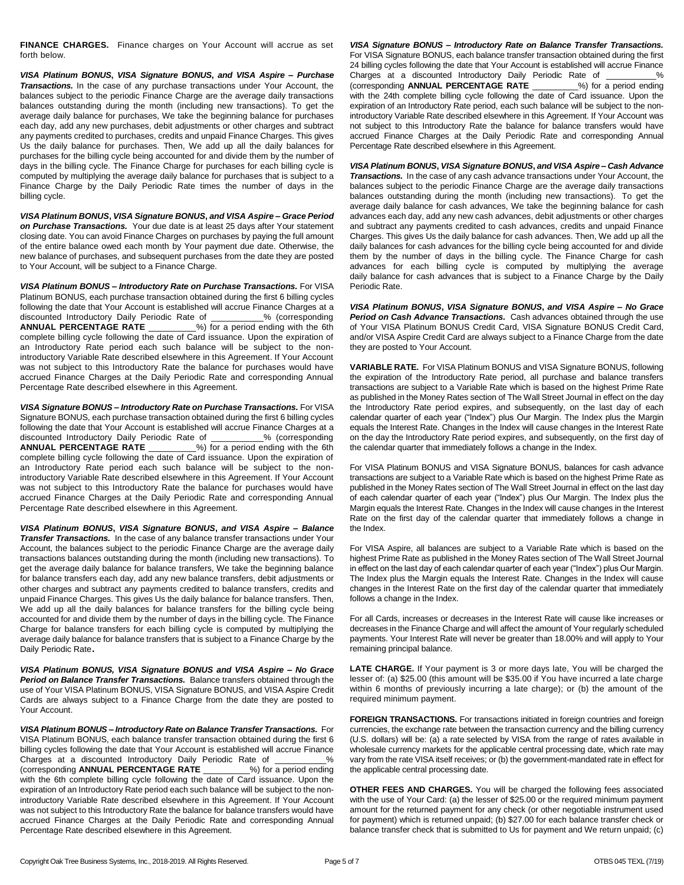**FINANCE CHARGES.** Finance charges on Your Account will accrue as set forth below.

***VISA Platinum BONUS, VISA Signature BONUS, and VISA Aspire – Purchase Transactions.*** In the case of any purchase transactions under Your Account, the balances subject to the periodic Finance Charge are the average daily transactions balances outstanding during the month (including new transactions). To get the average daily balance for purchases, We take the beginning balance for purchases each day, add any new purchases, debit adjustments or other charges and subtract any payments credited to purchases, credits and unpaid Finance Charges. This gives Us the daily balance for purchases. Then, We add up all the daily balances for purchases for the billing cycle being accounted for and divide them by the number of days in the billing cycle. The Finance Charge for purchases for each billing cycle is computed by multiplying the average daily balance for purchases that is subject to a Finance Charge by the Daily Periodic Rate times the number of days in the billing cycle.

***VISA Platinum BONUS, VISA Signature BONUS, and VISA Aspire – Grace Period on Purchase Transactions.*** Your due date is at least 25 days after Your statement closing date. You can avoid Finance Charges on purchases by paying the full amount of the entire balance owed each month by Your payment due date. Otherwise, the new balance of purchases, and subsequent purchases from the date they are posted to Your Account, will be subject to a Finance Charge.

***VISA Platinum BONUS – Introductory Rate on Purchase Transactions.*** For VISA Platinum BONUS, each purchase transaction obtained during the first 6 billing cycles following the date that Your Account is established will accrue Finance Charges at a discounted Introductory Daily Periodic Rate of __________% (corresponding **ANNUAL PERCENTAGE RATE** __________%) for a period ending with the 6th complete billing cycle following the date of Card issuance. Upon the expiration of an Introductory Rate period each such balance will be subject to the non-introductory Variable Rate described elsewhere in this Agreement. If Your Account was not subject to this Introductory Rate the balance for purchases would have accrued Finance Charges at the Daily Periodic Rate and corresponding Annual Percentage Rate described elsewhere in this Agreement.

***VISA Signature BONUS – Introductory Rate on Purchase Transactions.*** For VISA Signature BONUS, each purchase transaction obtained during the first 6 billing cycles following the date that Your Account is established will accrue Finance Charges at a discounted Introductory Daily Periodic Rate of __________% (corresponding **ANNUAL PERCENTAGE RATE** __________%) for a period ending with the 6th complete billing cycle following the date of Card issuance. Upon the expiration of an Introductory Rate period each such balance will be subject to the non-introductory Variable Rate described elsewhere in this Agreement. If Your Account was not subject to this Introductory Rate the balance for purchases would have accrued Finance Charges at the Daily Periodic Rate and corresponding Annual Percentage Rate described elsewhere in this Agreement.

***VISA Platinum BONUS, VISA Signature BONUS, and VISA Aspire – Balance Transfer Transactions.*** In the case of any balance transfer transactions under Your Account, the balances subject to the periodic Finance Charge are the average daily transactions balances outstanding during the month (including new transactions). To get the average daily balance for balance transfers, We take the beginning balance for balance transfers each day, add any new balance transfers, debit adjustments or other charges and subtract any payments credited to balance transfers, credits and unpaid Finance Charges. This gives Us the daily balance for balance transfers. Then, We add up all the daily balances for balance transfers for the billing cycle being accounted for and divide them by the number of days in the billing cycle. The Finance Charge for balance transfers for each billing cycle is computed by multiplying the average daily balance for balance transfers that is subject to a Finance Charge by the Daily Periodic Rate.

***VISA Platinum BONUS, VISA Signature BONUS and VISA Aspire – No Grace Period on Balance Transfer Transactions.*** Balance transfers obtained through the use of Your VISA Platinum BONUS, VISA Signature BONUS, and VISA Aspire Credit Cards are always subject to a Finance Charge from the date they are posted to Your Account.

***VISA Platinum BONUS – Introductory Rate on Balance Transfer Transactions.*** For VISA Platinum BONUS, each balance transfer transaction obtained during the first 6 billing cycles following the date that Your Account is established will accrue Finance Charges at a discounted Introductory Daily Periodic Rate of __________% (corresponding **ANNUAL PERCENTAGE RATE** __________%) for a period ending with the 6th complete billing cycle following the date of Card issuance. Upon the expiration of an Introductory Rate period each such balance will be subject to the non-introductory Variable Rate described elsewhere in this Agreement. If Your Account was not subject to this Introductory Rate the balance for balance transfers would have accrued Finance Charges at the Daily Periodic Rate and corresponding Annual Percentage Rate described elsewhere in this Agreement.

***VISA Signature BONUS – Introductory Rate on Balance Transfer Transactions.*** For VISA Signature BONUS, each balance transfer transaction obtained during the first 24 billing cycles following the date that Your Account is established will accrue Finance Charges at a discounted Introductory Daily Periodic Rate of __________% (corresponding **ANNUAL PERCENTAGE RATE** __________%) for a period ending with the 24th complete billing cycle following the date of Card issuance. Upon the expiration of an Introductory Rate period, each such balance will be subject to the non-introductory Variable Rate described elsewhere in this Agreement. If Your Account was not subject to this Introductory Rate the balance for balance transfers would have accrued Finance Charges at the Daily Periodic Rate and corresponding Annual Percentage Rate described elsewhere in this Agreement.

***VISA Platinum BONUS, VISA Signature BONUS, and VISA Aspire – Cash Advance Transactions.*** In the case of any cash advance transactions under Your Account, the balances subject to the periodic Finance Charge are the average daily transactions balances outstanding during the month (including new transactions). To get the average daily balance for cash advances, We take the beginning balance for cash advances each day, add any new cash advances, debit adjustments or other charges and subtract any payments credited to cash advances, credits and unpaid Finance Charges. This gives Us the daily balance for cash advances. Then, We add up all the daily balances for cash advances for the billing cycle being accounted for and divide them by the number of days in the billing cycle. The Finance Charge for cash advances for each billing cycle is computed by multiplying the average daily balance for cash advances that is subject to a Finance Charge by the Daily Periodic Rate.

***VISA Platinum BONUS, VISA Signature BONUS, and VISA Aspire – No Grace Period on Cash Advance Transactions.*** Cash advances obtained through the use of Your VISA Platinum BONUS Credit Card, VISA Signature BONUS Credit Card, and/or VISA Aspire Credit Card are always subject to a Finance Charge from the date they are posted to Your Account.

**VARIABLE RATE.** For VISA Platinum BONUS and VISA Signature BONUS, following the expiration of the Introductory Rate period, all purchase and balance transfers transactions are subject to a Variable Rate which is based on the highest Prime Rate as published in the Money Rates section of The Wall Street Journal in effect on the day the Introductory Rate period expires, and subsequently, on the last day of each calendar quarter of each year ("Index") plus Our Margin. The Index plus the Margin equals the Interest Rate. Changes in the Index will cause changes in the Interest Rate on the day the Introductory Rate period expires, and subsequently, on the first day of the calendar quarter that immediately follows a change in the Index.

For VISA Platinum BONUS and VISA Signature BONUS, balances for cash advance transactions are subject to a Variable Rate which is based on the highest Prime Rate as published in the Money Rates section of The Wall Street Journal in effect on the last day of each calendar quarter of each year ("Index") plus Our Margin. The Index plus the Margin equals the Interest Rate. Changes in the Index will cause changes in the Interest Rate on the first day of the calendar quarter that immediately follows a change in the Index.

For VISA Aspire, all balances are subject to a Variable Rate which is based on the highest Prime Rate as published in the Money Rates section of The Wall Street Journal in effect on the last day of each calendar quarter of each year ("Index") plus Our Margin. The Index plus the Margin equals the Interest Rate. Changes in the Index will cause changes in the Interest Rate on the first day of the calendar quarter that immediately follows a change in the Index.

For all Cards, increases or decreases in the Interest Rate will cause like increases or decreases in the Finance Charge and will affect the amount of Your regularly scheduled payments. Your Interest Rate will never be greater than 18.00% and will apply to Your remaining principal balance.

**LATE CHARGE.** If Your payment is 3 or more days late, You will be charged the lesser of: (a) $25.00 (this amount will be $35.00 if You have incurred a late charge within 6 months of previously incurring a late charge); or (b) the amount of the required minimum payment.

**FOREIGN TRANSACTIONS.** For transactions initiated in foreign countries and foreign currencies, the exchange rate between the transaction currency and the billing currency (U.S. dollars) will be: (a) a rate selected by VISA from the range of rates available in wholesale currency markets for the applicable central processing date, which rate may vary from the rate VISA itself receives; or (b) the government-mandated rate in effect for the applicable central processing date.

**OTHER FEES AND CHARGES.** You will be charged the following fees associated with the use of Your Card: (a) the lesser of $25.00 or the required minimum payment amount for the returned payment for any check (or other negotiable instrument used for payment) which is returned unpaid; (b) $27.00 for each balance transfer check or balance transfer check that is submitted to Us for payment and We return unpaid; (c)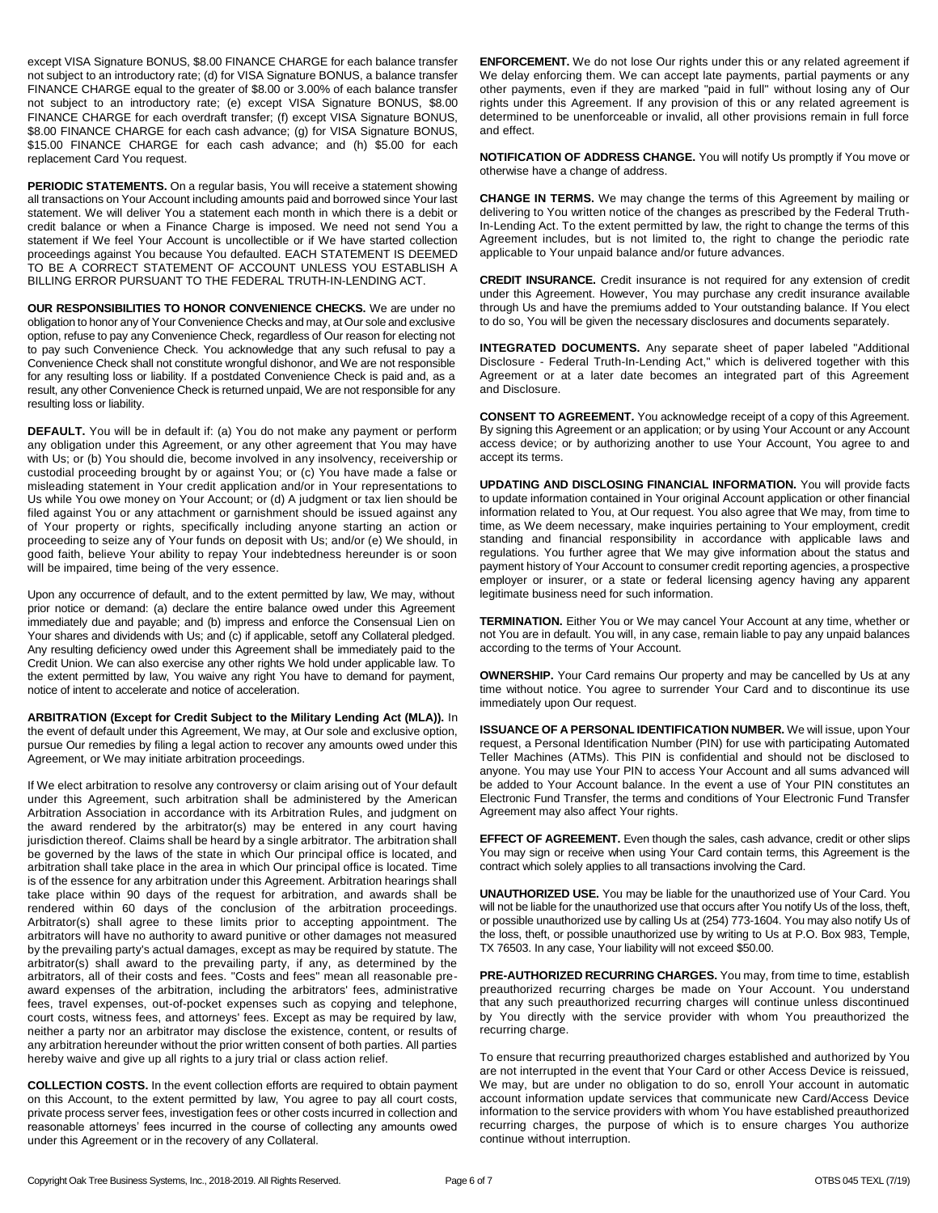except VISA Signature BONUS, $8.00 FINANCE CHARGE for each balance transfer not subject to an introductory rate; (d) for VISA Signature BONUS, a balance transfer FINANCE CHARGE equal to the greater of $8.00 or 3.00% of each balance transfer not subject to an introductory rate; (e) except VISA Signature BONUS, $8.00 FINANCE CHARGE for each overdraft transfer; (f) except VISA Signature BONUS, $8.00 FINANCE CHARGE for each cash advance; (g) for VISA Signature BONUS, $15.00 FINANCE CHARGE for each cash advance; and (h) $5.00 for each replacement Card You request.

**PERIODIC STATEMENTS.** On a regular basis, You will receive a statement showing all transactions on Your Account including amounts paid and borrowed since Your last statement. We will deliver You a statement each month in which there is a debit or credit balance or when a Finance Charge is imposed. We need not send You a statement if We feel Your Account is uncollectible or if We have started collection proceedings against You because You defaulted. EACH STATEMENT IS DEEMED TO BE A CORRECT STATEMENT OF ACCOUNT UNLESS YOU ESTABLISH A BILLING ERROR PURSUANT TO THE FEDERAL TRUTH-IN-LENDING ACT.

**OUR RESPONSIBILITIES TO HONOR CONVENIENCE CHECKS.** We are under no obligation to honor any of Your Convenience Checks and may, at Our sole and exclusive option, refuse to pay any Convenience Check, regardless of Our reason for electing not to pay such Convenience Check. You acknowledge that any such refusal to pay a Convenience Check shall not constitute wrongful dishonor, and We are not responsible for any resulting loss or liability. If a postdated Convenience Check is paid and, as a result, any other Convenience Check is returned unpaid, We are not responsible for any resulting loss or liability.

**DEFAULT.** You will be in default if: (a) You do not make any payment or perform any obligation under this Agreement, or any other agreement that You may have with Us; or (b) You should die, become involved in any insolvency, receivership or custodial proceeding brought by or against You; or (c) You have made a false or misleading statement in Your credit application and/or in Your representations to Us while You owe money on Your Account; or (d) A judgment or tax lien should be filed against You or any attachment or garnishment should be issued against any of Your property or rights, specifically including anyone starting an action or proceeding to seize any of Your funds on deposit with Us; and/or (e) We should, in good faith, believe Your ability to repay Your indebtedness hereunder is or soon will be impaired, time being of the very essence.

Upon any occurrence of default, and to the extent permitted by law, We may, without prior notice or demand: (a) declare the entire balance owed under this Agreement immediately due and payable; and (b) impress and enforce the Consensual Lien on Your shares and dividends with Us; and (c) if applicable, setoff any Collateral pledged. Any resulting deficiency owed under this Agreement shall be immediately paid to the Credit Union. We can also exercise any other rights We hold under applicable law. To the extent permitted by law, You waive any right You have to demand for payment, notice of intent to accelerate and notice of acceleration.

**ARBITRATION (Except for Credit Subject to the Military Lending Act (MLA)).** In the event of default under this Agreement, We may, at Our sole and exclusive option, pursue Our remedies by filing a legal action to recover any amounts owed under this Agreement, or We may initiate arbitration proceedings.

If We elect arbitration to resolve any controversy or claim arising out of Your default under this Agreement, such arbitration shall be administered by the American Arbitration Association in accordance with its Arbitration Rules, and judgment on the award rendered by the arbitrator(s) may be entered in any court having jurisdiction thereof. Claims shall be heard by a single arbitrator. The arbitration shall be governed by the laws of the state in which Our principal office is located, and arbitration shall take place in the area in which Our principal office is located. Time is of the essence for any arbitration under this Agreement. Arbitration hearings shall take place within 90 days of the request for arbitration, and awards shall be rendered within 60 days of the conclusion of the arbitration proceedings. Arbitrator(s) shall agree to these limits prior to accepting appointment. The arbitrators will have no authority to award punitive or other damages not measured by the prevailing party's actual damages, except as may be required by statute. The arbitrator(s) shall award to the prevailing party, if any, as determined by the arbitrators, all of their costs and fees. "Costs and fees" mean all reasonable pre-award expenses of the arbitration, including the arbitrators' fees, administrative fees, travel expenses, out-of-pocket expenses such as copying and telephone, court costs, witness fees, and attorneys' fees. Except as may be required by law, neither a party nor an arbitrator may disclose the existence, content, or results of any arbitration hereunder without the prior written consent of both parties. All parties hereby waive and give up all rights to a jury trial or class action relief.

**COLLECTION COSTS.** In the event collection efforts are required to obtain payment on this Account, to the extent permitted by law, You agree to pay all court costs, private process server fees, investigation fees or other costs incurred in collection and reasonable attorneys' fees incurred in the course of collecting any amounts owed under this Agreement or in the recovery of any Collateral.

**ENFORCEMENT.** We do not lose Our rights under this or any related agreement if We delay enforcing them. We can accept late payments, partial payments or any other payments, even if they are marked "paid in full" without losing any of Our rights under this Agreement. If any provision of this or any related agreement is determined to be unenforceable or invalid, all other provisions remain in full force and effect.

**NOTIFICATION OF ADDRESS CHANGE.** You will notify Us promptly if You move or otherwise have a change of address.

**CHANGE IN TERMS.** We may change the terms of this Agreement by mailing or delivering to You written notice of the changes as prescribed by the Federal Truth-In-Lending Act. To the extent permitted by law, the right to change the terms of this Agreement includes, but is not limited to, the right to change the periodic rate applicable to Your unpaid balance and/or future advances.

**CREDIT INSURANCE.** Credit insurance is not required for any extension of credit under this Agreement. However, You may purchase any credit insurance available through Us and have the premiums added to Your outstanding balance. If You elect to do so, You will be given the necessary disclosures and documents separately.

**INTEGRATED DOCUMENTS.** Any separate sheet of paper labeled "Additional Disclosure - Federal Truth-In-Lending Act," which is delivered together with this Agreement or at a later date becomes an integrated part of this Agreement and Disclosure.

**CONSENT TO AGREEMENT.** You acknowledge receipt of a copy of this Agreement. By signing this Agreement or an application; or by using Your Account or any Account access device; or by authorizing another to use Your Account, You agree to and accept its terms.

**UPDATING AND DISCLOSING FINANCIAL INFORMATION.** You will provide facts to update information contained in Your original Account application or other financial information related to You, at Our request. You also agree that We may, from time to time, as We deem necessary, make inquiries pertaining to Your employment, credit standing and financial responsibility in accordance with applicable laws and regulations. You further agree that We may give information about the status and payment history of Your Account to consumer credit reporting agencies, a prospective employer or insurer, or a state or federal licensing agency having any apparent legitimate business need for such information.

**TERMINATION.** Either You or We may cancel Your Account at any time, whether or not You are in default. You will, in any case, remain liable to pay any unpaid balances according to the terms of Your Account.

**OWNERSHIP.** Your Card remains Our property and may be cancelled by Us at any time without notice. You agree to surrender Your Card and to discontinue its use immediately upon Our request.

**ISSUANCE OF A PERSONAL IDENTIFICATION NUMBER.** We will issue, upon Your request, a Personal Identification Number (PIN) for use with participating Automated Teller Machines (ATMs). This PIN is confidential and should not be disclosed to anyone. You may use Your PIN to access Your Account and all sums advanced will be added to Your Account balance. In the event a use of Your PIN constitutes an Electronic Fund Transfer, the terms and conditions of Your Electronic Fund Transfer Agreement may also affect Your rights.

**EFFECT OF AGREEMENT.** Even though the sales, cash advance, credit or other slips You may sign or receive when using Your Card contain terms, this Agreement is the contract which solely applies to all transactions involving the Card.

**UNAUTHORIZED USE.** You may be liable for the unauthorized use of Your Card. You will not be liable for the unauthorized use that occurs after You notify Us of the loss, theft, or possible unauthorized use by calling Us at (254) 773-1604. You may also notify Us of the loss, theft, or possible unauthorized use by writing to Us at P.O. Box 983, Temple, TX 76503. In any case, Your liability will not exceed $50.00.

**PRE-AUTHORIZED RECURRING CHARGES.** You may, from time to time, establish preauthorized recurring charges be made on Your Account. You understand that any such preauthorized recurring charges will continue unless discontinued by You directly with the service provider with whom You preauthorized the recurring charge.

To ensure that recurring preauthorized charges established and authorized by You are not interrupted in the event that Your Card or other Access Device is reissued, We may, but are under no obligation to do so, enroll Your account in automatic account information update services that communicate new Card/Access Device information to the service providers with whom You have established preauthorized recurring charges, the purpose of which is to ensure charges You authorize continue without interruption.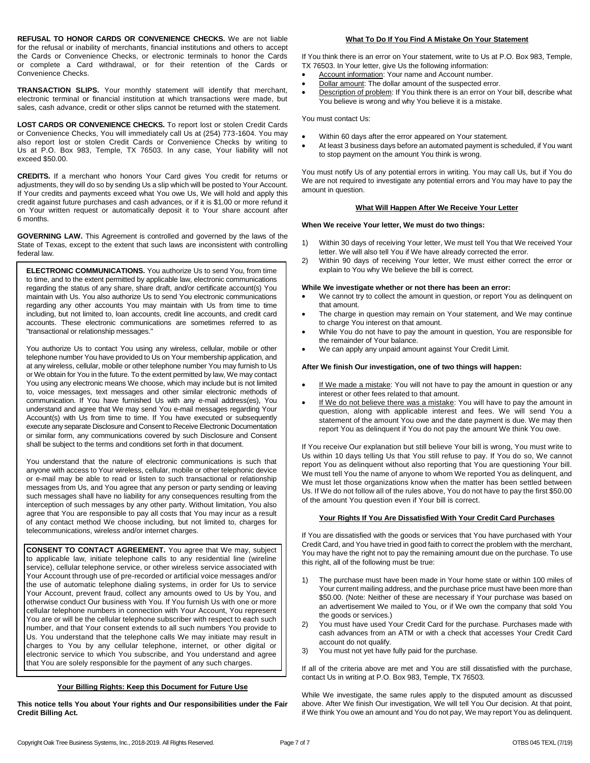**REFUSAL TO HONOR CARDS OR CONVENIENCE CHECKS.** We are not liable for the refusal or inability of merchants, financial institutions and others to accept the Cards or Convenience Checks, or electronic terminals to honor the Cards or complete a Card withdrawal, or for their retention of the Cards or Convenience Checks.

**TRANSACTION SLIPS.** Your monthly statement will identify that merchant, electronic terminal or financial institution at which transactions were made, but sales, cash advance, credit or other slips cannot be returned with the statement.

**LOST CARDS OR CONVENIENCE CHECKS.** To report lost or stolen Credit Cards or Convenience Checks, You will immediately call Us at (254) 773-1604. You may also report lost or stolen Credit Cards or Convenience Checks by writing to Us at P.O. Box 983, Temple, TX 76503. In any case, Your liability will not exceed $50.00.

**CREDITS.** If a merchant who honors Your Card gives You credit for returns or adjustments, they will do so by sending Us a slip which will be posted to Your Account. If Your credits and payments exceed what You owe Us, We will hold and apply this credit against future purchases and cash advances, or if it is $1.00 or more refund it on Your written request or automatically deposit it to Your share account after 6 months.

**GOVERNING LAW.** This Agreement is controlled and governed by the laws of the State of Texas, except to the extent that such laws are inconsistent with controlling federal law.

**ELECTRONIC COMMUNICATIONS.** You authorize Us to send You, from time to time, and to the extent permitted by applicable law, electronic communications regarding the status of any share, share draft, and/or certificate account(s) You maintain with Us. You also authorize Us to send You electronic communications regarding any other accounts You may maintain with Us from time to time including, but not limited to, loan accounts, credit line accounts, and credit card accounts. These electronic communications are sometimes referred to as "transactional or relationship messages."

You authorize Us to contact You using any wireless, cellular, mobile or other telephone number You have provided to Us on Your membership application, and at any wireless, cellular, mobile or other telephone number You may furnish to Us or We obtain for You in the future. To the extent permitted by law, We may contact You using any electronic means We choose, which may include but is not limited to, voice messages, text messages and other similar electronic methods of communication. If You have furnished Us with any e-mail address(es), You understand and agree that We may send You e-mail messages regarding Your Account(s) with Us from time to time. If You have executed or subsequently execute any separate Disclosure and Consent to Receive Electronic Documentation or similar form, any communications covered by such Disclosure and Consent shall be subject to the terms and conditions set forth in that document.

You understand that the nature of electronic communications is such that anyone with access to Your wireless, cellular, mobile or other telephonic device or e-mail may be able to read or listen to such transactional or relationship messages from Us, and You agree that any person or party sending or leaving such messages shall have no liability for any consequences resulting from the interception of such messages by any other party. Without limitation, You also agree that You are responsible to pay all costs that You may incur as a result of any contact method We choose including, but not limited to, charges for telecommunications, wireless and/or internet charges.

**CONSENT TO CONTACT AGREEMENT.** You agree that We may, subject to applicable law, initiate telephone calls to any residential line (wireline service), cellular telephone service, or other wireless service associated with Your Account through use of pre-recorded or artificial voice messages and/or the use of automatic telephone dialing systems, in order for Us to service Your Account, prevent fraud, collect any amounts owed to Us by You, and otherwise conduct Our business with You. If You furnish Us with one or more cellular telephone numbers in connection with Your Account, You represent You are or will be the cellular telephone subscriber with respect to each such number, and that Your consent extends to all such numbers You provide to Us. You understand that the telephone calls We may initiate may result in charges to You by any cellular telephone, internet, or other digital or electronic service to which You subscribe, and You understand and agree that You are solely responsible for the payment of any such charges.

## Your Billing Rights: Keep this Document for Future Use

**This notice tells You about Your rights and Our responsibilities under the Fair Credit Billing Act.**

### What To Do If You Find A Mistake On Your Statement

If You think there is an error on Your statement, write to Us at P.O. Box 983, Temple, TX 76503. In Your letter, give Us the following information:

- Account information: Your name and Account number.
- Dollar amount: The dollar amount of the suspected error.
- Description of problem: If You think there is an error on Your bill, describe what You believe is wrong and why You believe it is a mistake.

You must contact Us:

- Within 60 days after the error appeared on Your statement.
- At least 3 business days before an automated payment is scheduled, if You want to stop payment on the amount You think is wrong.

You must notify Us of any potential errors in writing. You may call Us, but if You do We are not required to investigate any potential errors and You may have to pay the amount in question.

### What Will Happen After We Receive Your Letter

**When We receive Your letter, We must do two things:**

1) Within 30 days of receiving Your letter, We must tell You that We received Your letter. We will also tell You if We have already corrected the error.
2) Within 90 days of receiving Your letter, We must either correct the error or explain to You why We believe the bill is correct.

**While We investigate whether or not there has been an error:**

- We cannot try to collect the amount in question, or report You as delinquent on that amount.
- The charge in question may remain on Your statement, and We may continue to charge You interest on that amount.
- While You do not have to pay the amount in question, You are responsible for the remainder of Your balance.
- We can apply any unpaid amount against Your Credit Limit.

**After We finish Our investigation, one of two things will happen:**

- If We made a mistake: You will not have to pay the amount in question or any interest or other fees related to that amount.
- If We do not believe there was a mistake: You will have to pay the amount in question, along with applicable interest and fees. We will send You a statement of the amount You owe and the date payment is due. We may then report You as delinquent if You do not pay the amount We think You owe.

If You receive Our explanation but still believe Your bill is wrong, You must write to Us within 10 days telling Us that You still refuse to pay. If You do so, We cannot report You as delinquent without also reporting that You are questioning Your bill. We must tell You the name of anyone to whom We reported You as delinquent, and We must let those organizations know when the matter has been settled between Us. If We do not follow all of the rules above, You do not have to pay the first $50.00 of the amount You question even if Your bill is correct.

### Your Rights If You Are Dissatisfied With Your Credit Card Purchases

If You are dissatisfied with the goods or services that You have purchased with Your Credit Card, and You have tried in good faith to correct the problem with the merchant, You may have the right not to pay the remaining amount due on the purchase. To use this right, all of the following must be true:

1) The purchase must have been made in Your home state or within 100 miles of Your current mailing address, and the purchase price must have been more than $50.00. (Note: Neither of these are necessary if Your purchase was based on an advertisement We mailed to You, or if We own the company that sold You the goods or services.)
2) You must have used Your Credit Card for the purchase. Purchases made with cash advances from an ATM or with a check that accesses Your Credit Card account do not qualify.
3) You must not yet have fully paid for the purchase.

If all of the criteria above are met and You are still dissatisfied with the purchase, contact Us in writing at P.O. Box 983, Temple, TX 76503.

While We investigate, the same rules apply to the disputed amount as discussed above. After We finish Our investigation, We will tell You Our decision. At that point, if We think You owe an amount and You do not pay, We may report You as delinquent.